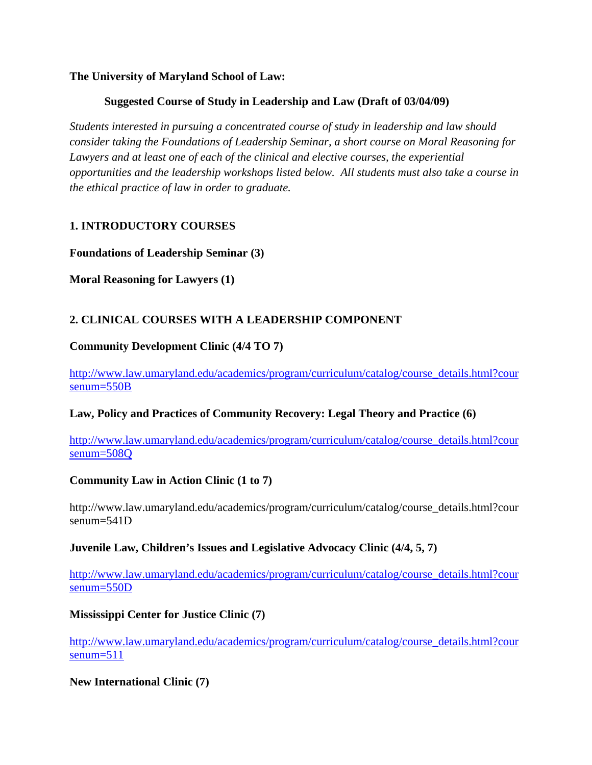**The University of Maryland School of Law:**

**Suggested Course of Study in Leadership and Law (Draft of 03/04/09)**

*Students interested in pursuing a concentrated course of study in leadership and law should consider taking the Foundations of Leadership Seminar, a short course on Moral Reasoning for Lawyers and at least one of each of the clinical and elective courses, the experiential opportunities and the leadership workshops listed below. All students must also take a course in the ethical practice of law in order to graduate.*

## 1. INTRODUCTORY COURSES

**Foundations of Leadership Seminar (3)**

**Moral Reasoning for Lawyers (1)**

## 2. CLINICAL COURSES WITH A LEADERSHIP COMPONENT

**Community Development Clinic (4/4 TO 7)**

http://www.law.umaryland.edu/academics/program/curriculum/catalog/course_details.html?coursenum=550B

**Law, Policy and Practices of Community Recovery: Legal Theory and Practice (6)**

http://www.law.umaryland.edu/academics/program/curriculum/catalog/course_details.html?coursenum=508Q

**Community Law in Action Clinic (1 to 7)**

http://www.law.umaryland.edu/academics/program/curriculum/catalog/course_details.html?coursenum=541D

**Juvenile Law, Children's Issues and Legislative Advocacy Clinic (4/4, 5, 7)**

http://www.law.umaryland.edu/academics/program/curriculum/catalog/course_details.html?coursenum=550D

**Mississippi Center for Justice Clinic (7)**

http://www.law.umaryland.edu/academics/program/curriculum/catalog/course_details.html?coursenum=511

**New International Clinic (7)**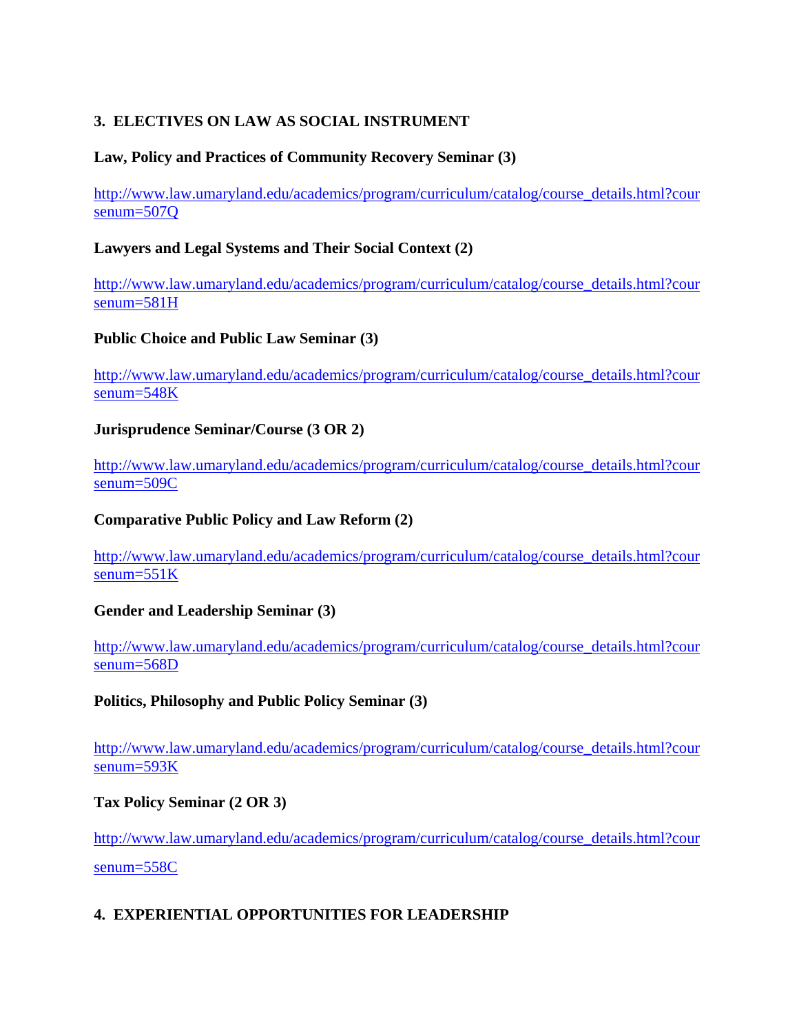## 3. ELECTIVES ON LAW AS SOCIAL INSTRUMENT

**Law, Policy and Practices of Community Recovery Seminar (3)**

http://www.law.umaryland.edu/academics/program/curriculum/catalog/course_details.html?coursenum=507Q

**Lawyers and Legal Systems and Their Social Context (2)**

http://www.law.umaryland.edu/academics/program/curriculum/catalog/course_details.html?coursenum=581H

**Public Choice and Public Law Seminar (3)**

http://www.law.umaryland.edu/academics/program/curriculum/catalog/course_details.html?coursenum=548K

**Jurisprudence Seminar/Course (3 OR 2)**

http://www.law.umaryland.edu/academics/program/curriculum/catalog/course_details.html?coursenum=509C

**Comparative Public Policy and Law Reform (2)**

http://www.law.umaryland.edu/academics/program/curriculum/catalog/course_details.html?coursenum=551K

**Gender and Leadership Seminar (3)**

http://www.law.umaryland.edu/academics/program/curriculum/catalog/course_details.html?coursenum=568D

**Politics, Philosophy and Public Policy Seminar (3)**

http://www.law.umaryland.edu/academics/program/curriculum/catalog/course_details.html?coursenum=593K

**Tax Policy Seminar (2 OR 3)**

http://www.law.umaryland.edu/academics/program/curriculum/catalog/course_details.html?coursenum=558C

## 4. EXPERIENTIAL OPPORTUNITIES FOR LEADERSHIP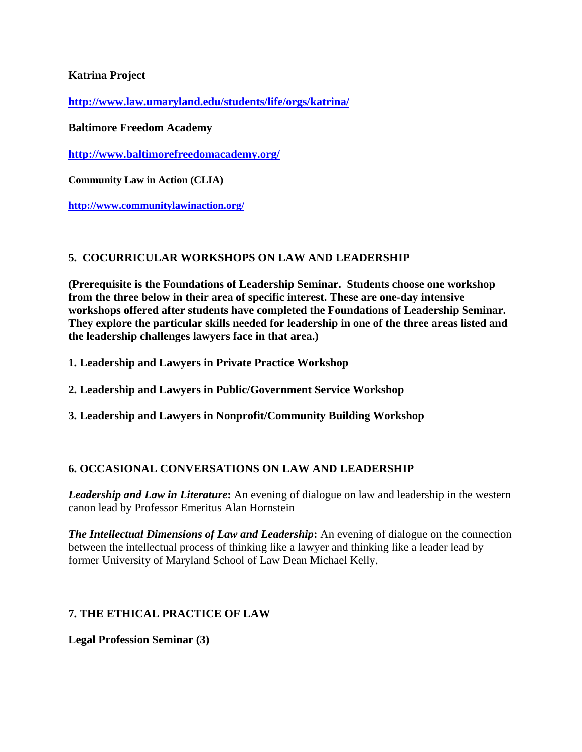**Katrina Project**

**http://www.law.umaryland.edu/students/life/orgs/katrina/**

**Baltimore Freedom Academy**

**http://www.baltimorefreedomacademy.org/**

**Community Law in Action (CLIA)**

**http://www.communitylawinaction.org/**

## 5. COCURRICULAR WORKSHOPS ON LAW AND LEADERSHIP

**(Prerequisite is the Foundations of Leadership Seminar. Students choose one workshop from the three below in their area of specific interest. These are one-day intensive workshops offered after students have completed the Foundations of Leadership Seminar. They explore the particular skills needed for leadership in one of the three areas listed and the leadership challenges lawyers face in that area.)**

**1. Leadership and Lawyers in Private Practice Workshop**

**2. Leadership and Lawyers in Public/Government Service Workshop**

**3. Leadership and Lawyers in Nonprofit/Community Building Workshop**

## 6. OCCASIONAL CONVERSATIONS ON LAW AND LEADERSHIP

***Leadership and Law in Literature*:** An evening of dialogue on law and leadership in the western canon lead by Professor Emeritus Alan Hornstein

***The Intellectual Dimensions of Law and Leadership*:** An evening of dialogue on the connection between the intellectual process of thinking like a lawyer and thinking like a leader lead by former University of Maryland School of Law Dean Michael Kelly.

## 7. THE ETHICAL PRACTICE OF LAW

**Legal Profession Seminar (3)**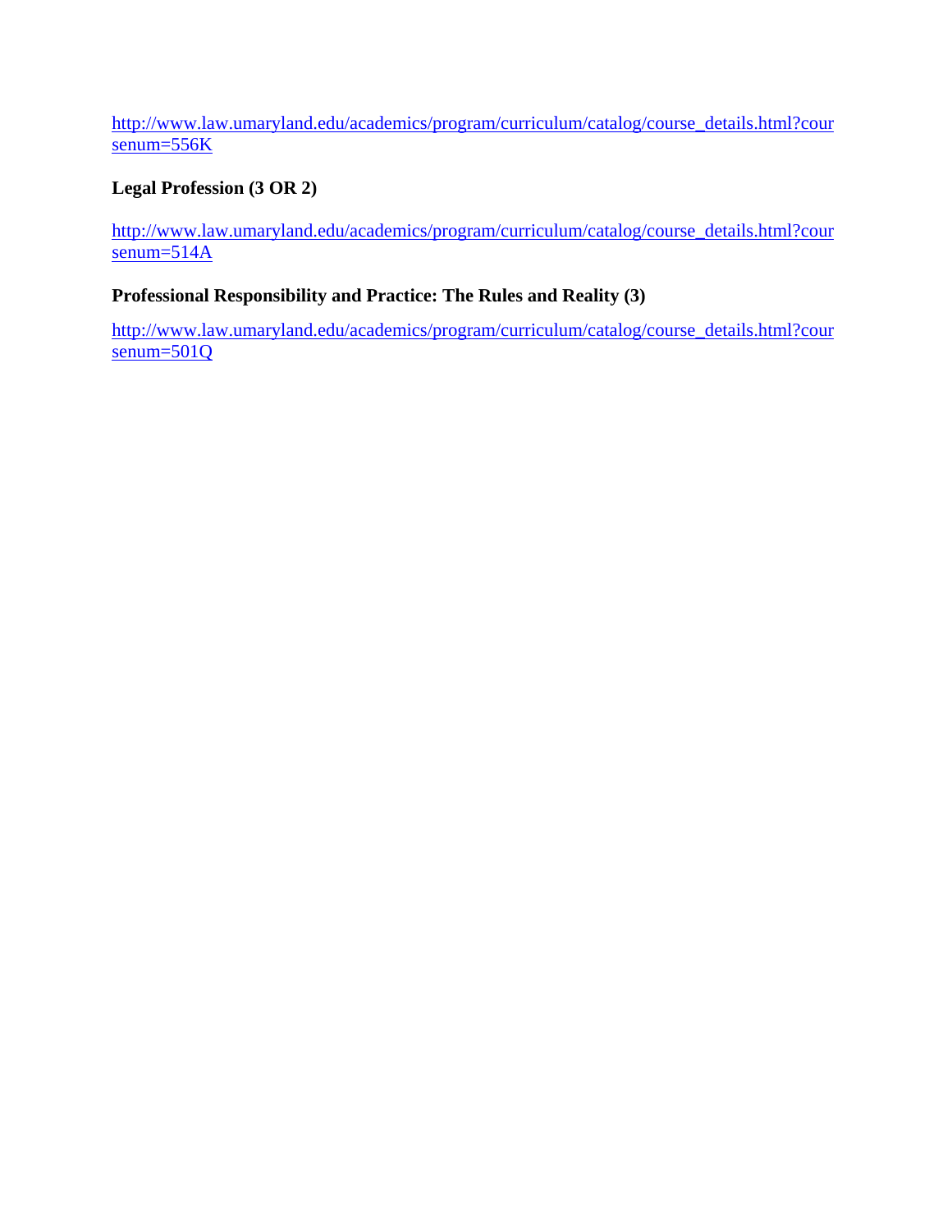http://www.law.umaryland.edu/academics/program/curriculum/catalog/course_details.html?coursenum=556K

**Legal Profession (3 OR 2)**

http://www.law.umaryland.edu/academics/program/curriculum/catalog/course_details.html?coursenum=514A

**Professional Responsibility and Practice: The Rules and Reality (3)**

http://www.law.umaryland.edu/academics/program/curriculum/catalog/course_details.html?coursenum=501Q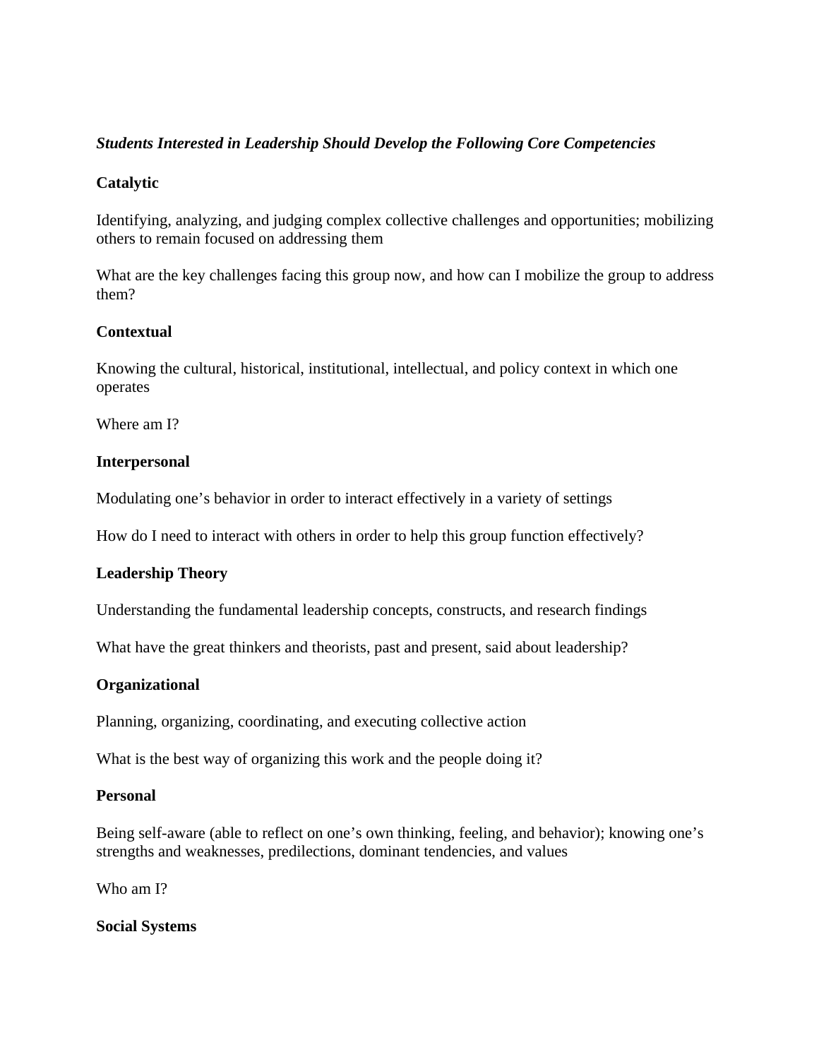***Students Interested in Leadership Should Develop the Following Core Competencies***

**Catalytic**

Identifying, analyzing, and judging complex collective challenges and opportunities; mobilizing others to remain focused on addressing them

What are the key challenges facing this group now, and how can I mobilize the group to address them?

**Contextual**

Knowing the cultural, historical, institutional, intellectual, and policy context in which one operates

Where am I?

**Interpersonal**

Modulating one's behavior in order to interact effectively in a variety of settings

How do I need to interact with others in order to help this group function effectively?

**Leadership Theory**

Understanding the fundamental leadership concepts, constructs, and research findings

What have the great thinkers and theorists, past and present, said about leadership?

**Organizational**

Planning, organizing, coordinating, and executing collective action

What is the best way of organizing this work and the people doing it?

**Personal**

Being self-aware (able to reflect on one's own thinking, feeling, and behavior); knowing one's strengths and weaknesses, predilections, dominant tendencies, and values

Who am I?

**Social Systems**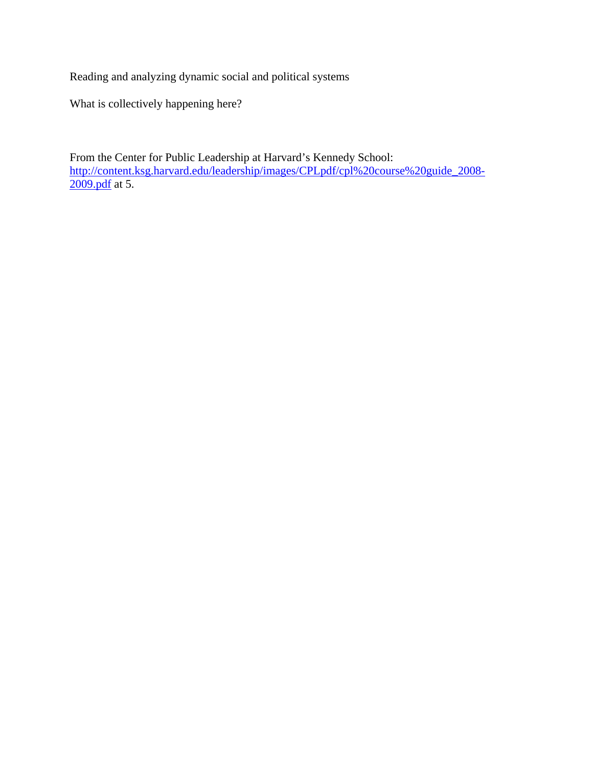Reading and analyzing dynamic social and political systems

What is collectively happening here?

From the Center for Public Leadership at Harvard's Kennedy School: [http://content.ksg.harvard.edu/leadership/images/CPLpdf/cpl%20course%20guide_2008-2009.pdf](http://content.ksg.harvard.edu/leadership/images/CPLpdf/cpl%20course%20guide_2008-2009.pdf) at 5.